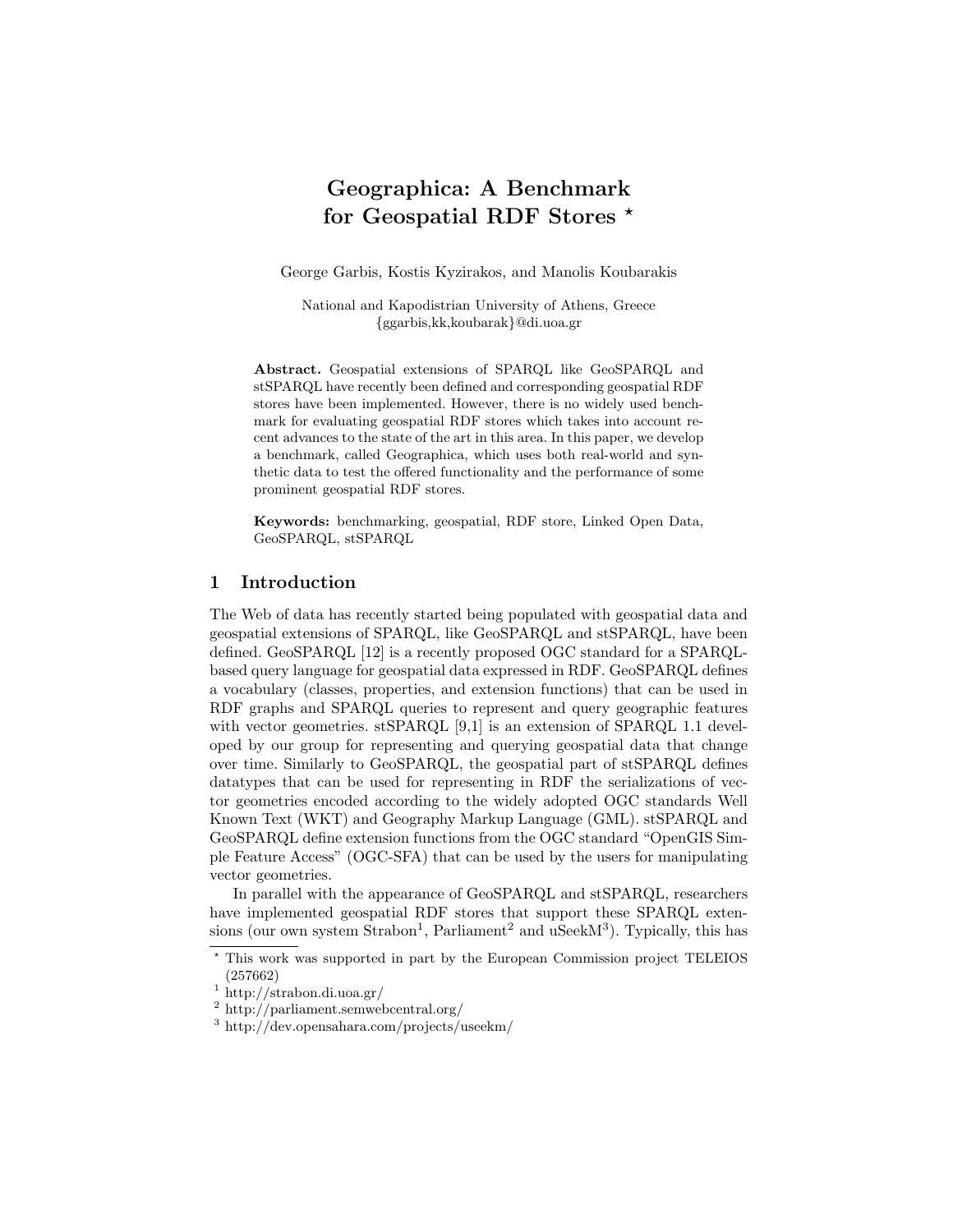# Geographica: A Benchmark for Geospatial RDF Stores [⋆]

George Garbis, Kostis Kyzirakos, and Manolis Koubarakis

National and Kapodistrian University of Athens, Greece
{ggarbis,kk,koubarak}@di.uoa.gr

**Abstract.** Geospatial extensions of SPARQL like GeoSPARQL and stSPARQL have recently been defined and corresponding geospatial RDF stores have been implemented. However, there is no widely used benchmark for evaluating geospatial RDF stores which takes into account recent advances to the state of the art in this area. In this paper, we develop a benchmark, called Geographica, which uses both real-world and synthetic data to test the offered functionality and the performance of some prominent geospatial RDF stores.

**Keywords:** benchmarking, geospatial, RDF store, Linked Open Data, GeoSPARQL, stSPARQL

## 1 Introduction

The Web of data has recently started being populated with geospatial data and geospatial extensions of SPARQL, like GeoSPARQL and stSPARQL, have been defined. GeoSPARQL [12] is a recently proposed OGC standard for a SPARQL-based query language for geospatial data expressed in RDF. GeoSPARQL defines a vocabulary (classes, properties, and extension functions) that can be used in RDF graphs and SPARQL queries to represent and query geographic features with vector geometries. stSPARQL [9,1] is an extension of SPARQL 1.1 developed by our group for representing and querying geospatial data that change over time. Similarly to GeoSPARQL, the geospatial part of stSPARQL defines datatypes that can be used for representing in RDF the serializations of vector geometries encoded according to the widely adopted OGC standards Well Known Text (WKT) and Geography Markup Language (GML). stSPARQL and GeoSPARQL define extension functions from the OGC standard "OpenGIS Simple Feature Access" (OGC-SFA) that can be used by the users for manipulating vector geometries.

In parallel with the appearance of GeoSPARQL and stSPARQL, researchers have implemented geospatial RDF stores that support these SPARQL extensions (our own system Strabon[1], Parliament[2] and uSeekM[3]). Typically, this has

⋆ This work was supported in part by the European Commission project TELEIOS (257662)

[1] http://strabon.di.uoa.gr/

[2] http://parliament.semwebcentral.org/

[3] http://dev.opensahara.com/projects/useekm/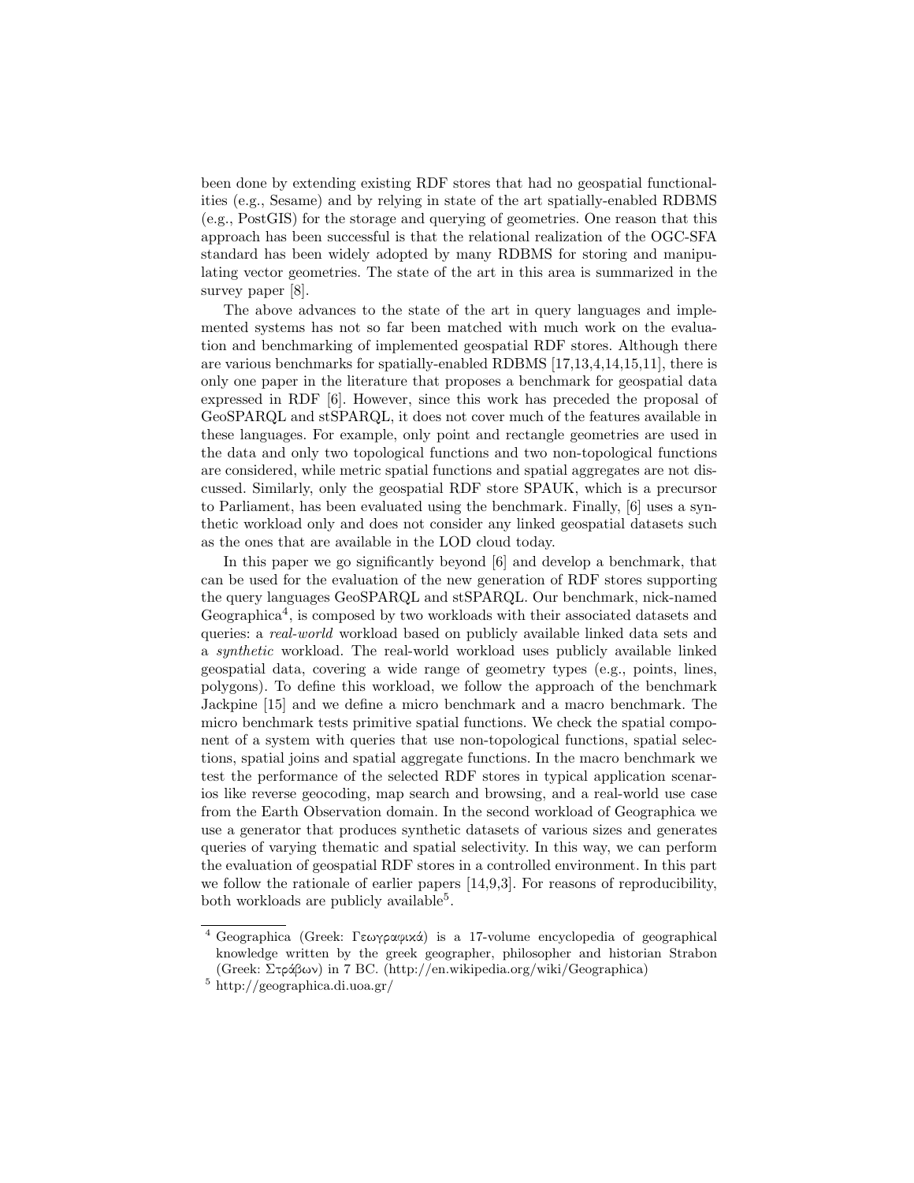been done by extending existing RDF stores that had no geospatial functionalities (e.g., Sesame) and by relying in state of the art spatially-enabled RDBMS (e.g., PostGIS) for the storage and querying of geometries. One reason that this approach has been successful is that the relational realization of the OGC-SFA standard has been widely adopted by many RDBMS for storing and manipulating vector geometries. The state of the art in this area is summarized in the survey paper [8].

The above advances to the state of the art in query languages and implemented systems has not so far been matched with much work on the evaluation and benchmarking of implemented geospatial RDF stores. Although there are various benchmarks for spatially-enabled RDBMS [17,13,4,14,15,11], there is only one paper in the literature that proposes a benchmark for geospatial data expressed in RDF [6]. However, since this work has preceded the proposal of GeoSPARQL and stSPARQL, it does not cover much of the features available in these languages. For example, only point and rectangle geometries are used in the data and only two topological functions and two non-topological functions are considered, while metric spatial functions and spatial aggregates are not discussed. Similarly, only the geospatial RDF store SPAUK, which is a precursor to Parliament, has been evaluated using the benchmark. Finally, [6] uses a synthetic workload only and does not consider any linked geospatial datasets such as the ones that are available in the LOD cloud today.

In this paper we go significantly beyond [6] and develop a benchmark, that can be used for the evaluation of the new generation of RDF stores supporting the query languages GeoSPARQL and stSPARQL. Our benchmark, nick-named Geographica[4], is composed by two workloads with their associated datasets and queries: a *real-world* workload based on publicly available linked data sets and a *synthetic* workload. The real-world workload uses publicly available linked geospatial data, covering a wide range of geometry types (e.g., points, lines, polygons). To define this workload, we follow the approach of the benchmark Jackpine [15] and we define a micro benchmark and a macro benchmark. The micro benchmark tests primitive spatial functions. We check the spatial component of a system with queries that use non-topological functions, spatial selections, spatial joins and spatial aggregate functions. In the macro benchmark we test the performance of the selected RDF stores in typical application scenarios like reverse geocoding, map search and browsing, and a real-world use case from the Earth Observation domain. In the second workload of Geographica we use a generator that produces synthetic datasets of various sizes and generates queries of varying thematic and spatial selectivity. In this way, we can perform the evaluation of geospatial RDF stores in a controlled environment. In this part we follow the rationale of earlier papers [14,9,3]. For reasons of reproducibility, both workloads are publicly available[5].

---

[4] Geographica (Greek: Γεωγραφικά) is a 17-volume encyclopedia of geographical knowledge written by the greek geographer, philosopher and historian Strabon (Greek: Στράβων) in 7 BC. (http://en.wikipedia.org/wiki/Geographica)

[5] http://geographica.di.uoa.gr/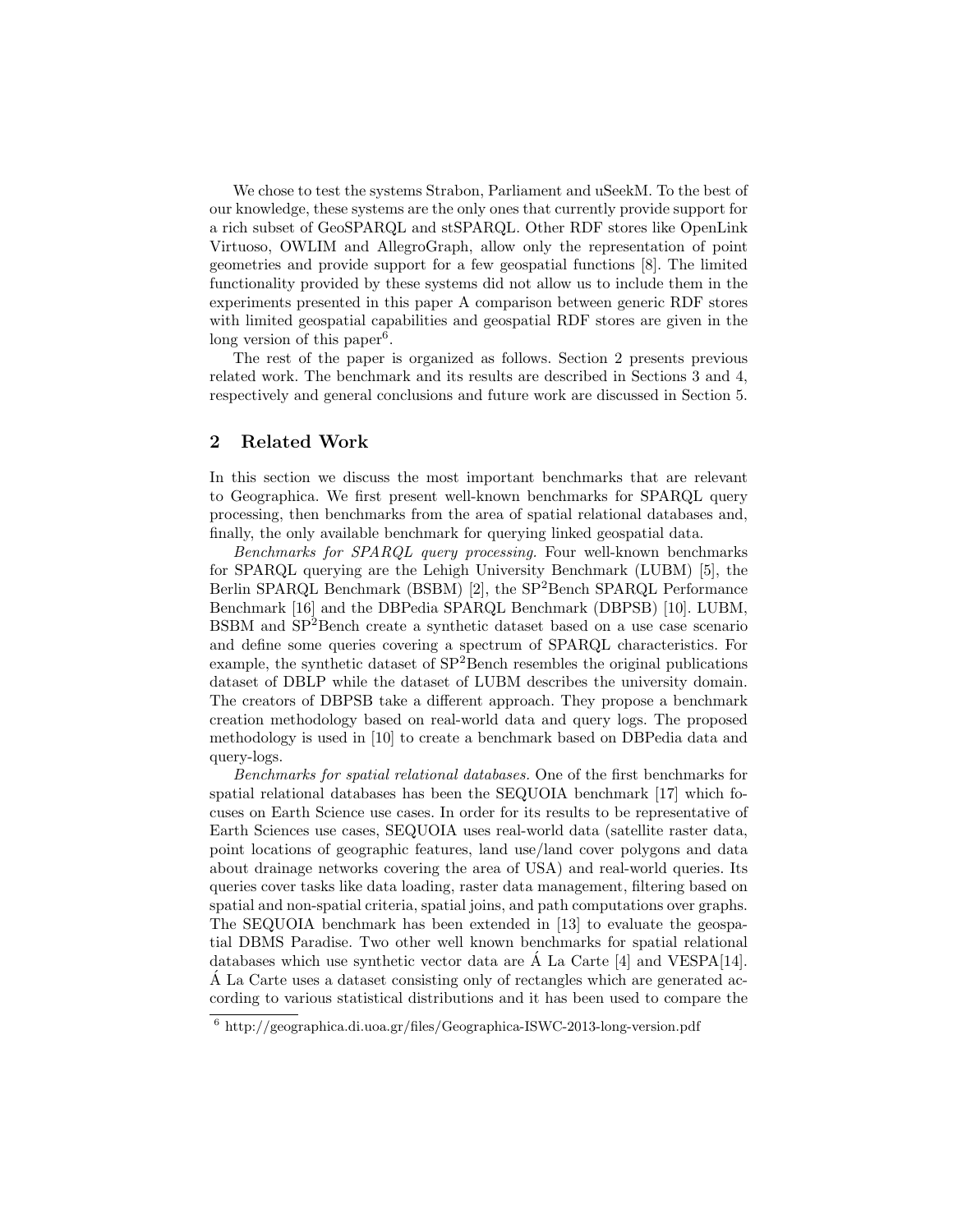We chose to test the systems Strabon, Parliament and uSeekM. To the best of our knowledge, these systems are the only ones that currently provide support for a rich subset of GeoSPARQL and stSPARQL. Other RDF stores like OpenLink Virtuoso, OWLIM and AllegroGraph, allow only the representation of point geometries and provide support for a few geospatial functions [8]. The limited functionality provided by these systems did not allow us to include them in the experiments presented in this paper A comparison between generic RDF stores with limited geospatial capabilities and geospatial RDF stores are given in the long version of this paper[6].

The rest of the paper is organized as follows. Section 2 presents previous related work. The benchmark and its results are described in Sections 3 and 4, respectively and general conclusions and future work are discussed in Section 5.

## 2 Related Work

In this section we discuss the most important benchmarks that are relevant to Geographica. We first present well-known benchmarks for SPARQL query processing, then benchmarks from the area of spatial relational databases and, finally, the only available benchmark for querying linked geospatial data.

*Benchmarks for SPARQL query processing.* Four well-known benchmarks for SPARQL querying are the Lehigh University Benchmark (LUBM) [5], the Berlin SPARQL Benchmark (BSBM) [2], the SP$^2$Bench SPARQL Performance Benchmark [16] and the DBPedia SPARQL Benchmark (DBPSB) [10]. LUBM, BSBM and SP$^2$Bench create a synthetic dataset based on a use case scenario and define some queries covering a spectrum of SPARQL characteristics. For example, the synthetic dataset of SP$^2$Bench resembles the original publications dataset of DBLP while the dataset of LUBM describes the university domain. The creators of DBPSB take a different approach. They propose a benchmark creation methodology based on real-world data and query logs. The proposed methodology is used in [10] to create a benchmark based on DBPedia data and query-logs.

*Benchmarks for spatial relational databases.* One of the first benchmarks for spatial relational databases has been the SEQUOIA benchmark [17] which focuses on Earth Science use cases. In order for its results to be representative of Earth Sciences use cases, SEQUOIA uses real-world data (satellite raster data, point locations of geographic features, land use/land cover polygons and data about drainage networks covering the area of USA) and real-world queries. Its queries cover tasks like data loading, raster data management, filtering based on spatial and non-spatial criteria, spatial joins, and path computations over graphs. The SEQUOIA benchmark has been extended in [13] to evaluate the geospatial DBMS Paradise. Two other well known benchmarks for spatial relational databases which use synthetic vector data are Á La Carte [4] and VESPA[14]. Á La Carte uses a dataset consisting only of rectangles which are generated according to various statistical distributions and it has been used to compare the

[6] http://geographica.di.uoa.gr/files/Geographica-ISWC-2013-long-version.pdf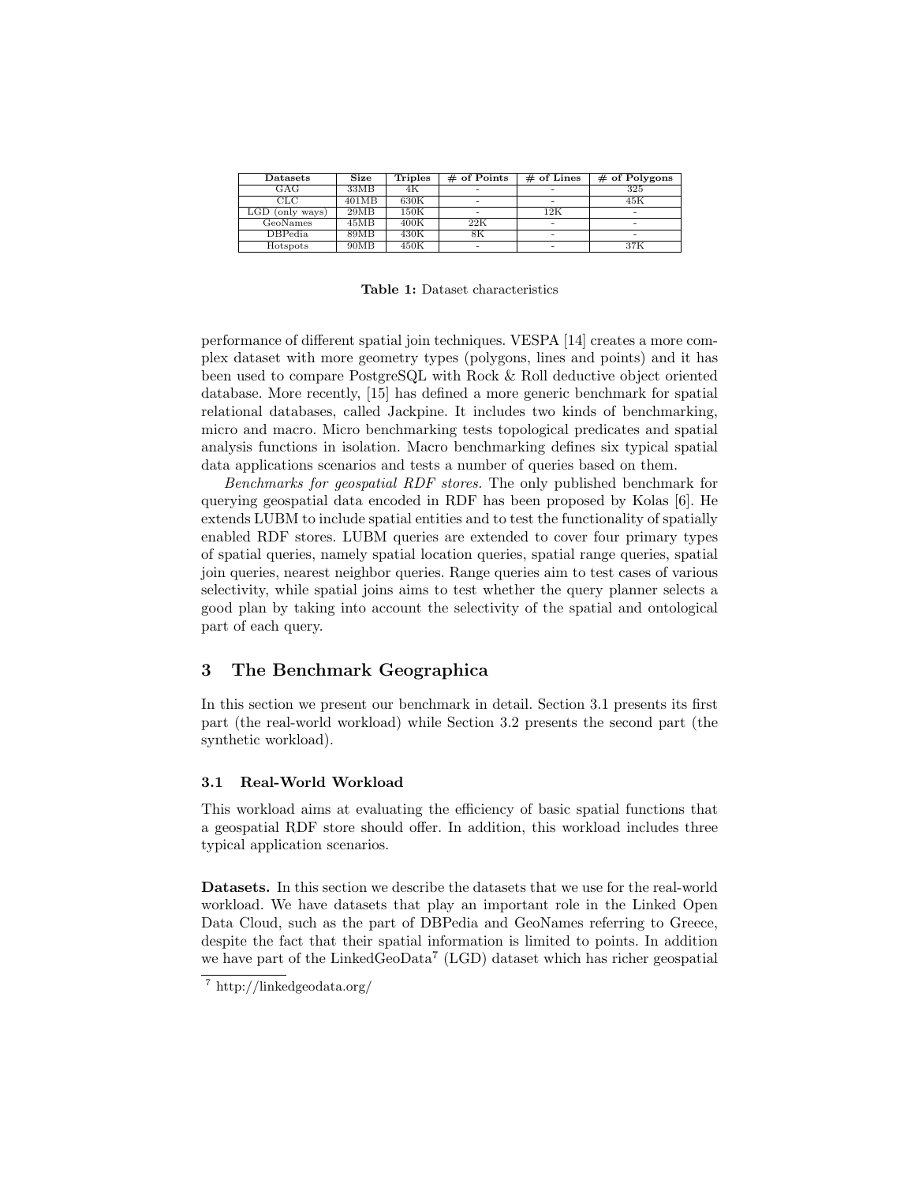| Datasets | Size | Triples | # of Points | # of Lines | # of Polygons |
|---|---|---|---|---|---|
| GAG | 33MB | 4K | - | - | 325 |
| CLC | 401MB | 630K | - | - | 45K |
| LGD (only ways) | 29MB | 150K | - | 12K | - |
| GeoNames | 45MB | 400K | 22K | - | - |
| DBPedia | 89MB | 430K | 8K | - | - |
| Hotspots | 90MB | 450K | - | - | 37K |

**Table 1:** Dataset characteristics

performance of different spatial join techniques. VESPA [14] creates a more complex dataset with more geometry types (polygons, lines and points) and it has been used to compare PostgreSQL with Rock & Roll deductive object oriented database. More recently, [15] has defined a more generic benchmark for spatial relational databases, called Jackpine. It includes two kinds of benchmarking, micro and macro. Micro benchmarking tests topological predicates and spatial analysis functions in isolation. Macro benchmarking defines six typical spatial data applications scenarios and tests a number of queries based on them.

*Benchmarks for geospatial RDF stores.* The only published benchmark for querying geospatial data encoded in RDF has been proposed by Kolas [6]. He extends LUBM to include spatial entities and to test the functionality of spatially enabled RDF stores. LUBM queries are extended to cover four primary types of spatial queries, namely spatial location queries, spatial range queries, spatial join queries, nearest neighbor queries. Range queries aim to test cases of various selectivity, while spatial joins aims to test whether the query planner selects a good plan by taking into account the selectivity of the spatial and ontological part of each query.

## 3 The Benchmark Geographica

In this section we present our benchmark in detail. Section 3.1 presents its first part (the real-world workload) while Section 3.2 presents the second part (the synthetic workload).

### 3.1 Real-World Workload

This workload aims at evaluating the efficiency of basic spatial functions that a geospatial RDF store should offer. In addition, this workload includes three typical application scenarios.

**Datasets.** In this section we describe the datasets that we use for the real-world workload. We have datasets that play an important role in the Linked Open Data Cloud, such as the part of DBPedia and GeoNames referring to Greece, despite the fact that their spatial information is limited to points. In addition we have part of the LinkedGeoData[7] (LGD) dataset which has richer geospatial

[7] http://linkedgeodata.org/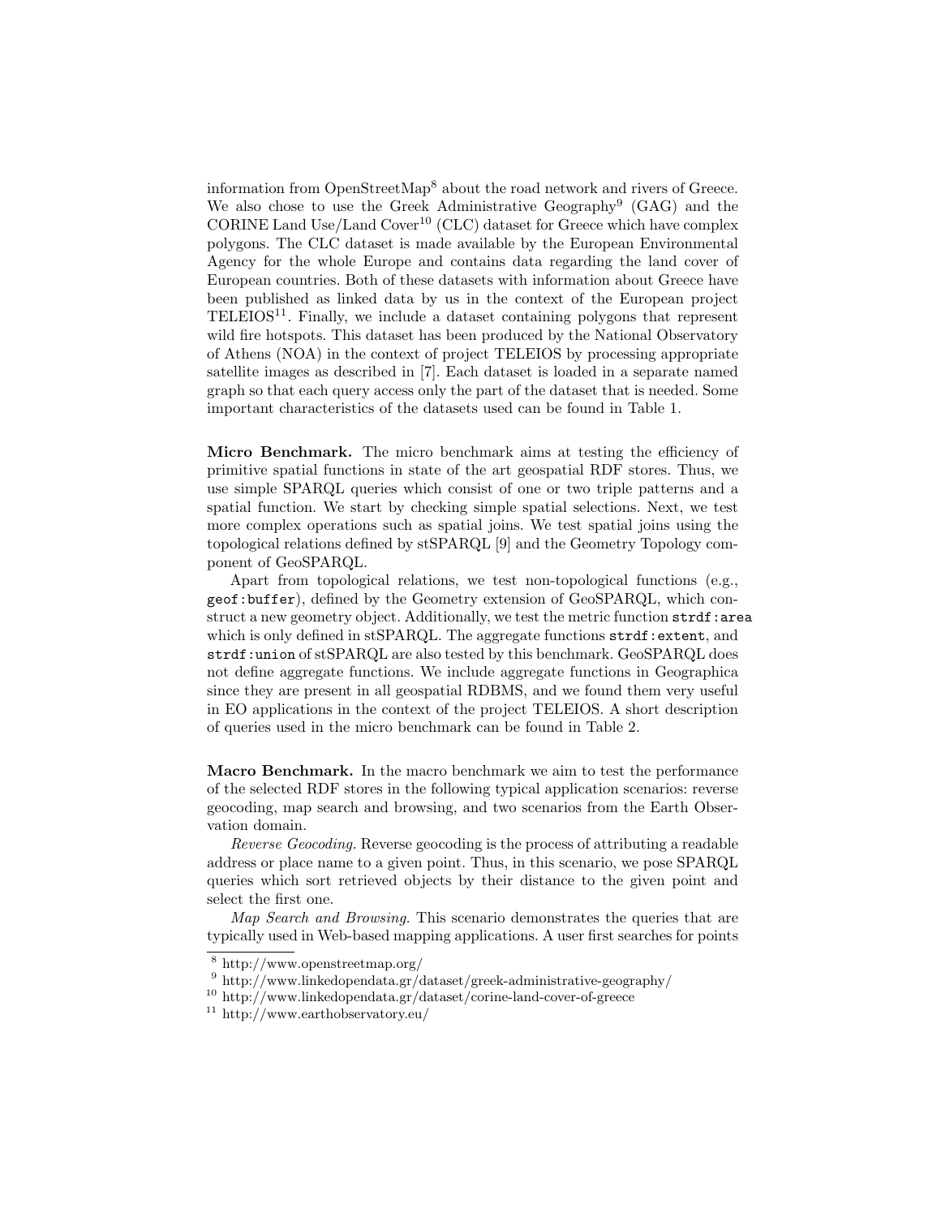information from OpenStreetMap[8] about the road network and rivers of Greece. We also chose to use the Greek Administrative Geography[9] (GAG) and the CORINE Land Use/Land Cover[10] (CLC) dataset for Greece which have complex polygons. The CLC dataset is made available by the European Environmental Agency for the whole Europe and contains data regarding the land cover of European countries. Both of these datasets with information about Greece have been published as linked data by us in the context of the European project TELEIOS[11]. Finally, we include a dataset containing polygons that represent wild fire hotspots. This dataset has been produced by the National Observatory of Athens (NOA) in the context of project TELEIOS by processing appropriate satellite images as described in [7]. Each dataset is loaded in a separate named graph so that each query access only the part of the dataset that is needed. Some important characteristics of the datasets used can be found in Table 1.

**Micro Benchmark.** The micro benchmark aims at testing the efficiency of primitive spatial functions in state of the art geospatial RDF stores. Thus, we use simple SPARQL queries which consist of one or two triple patterns and a spatial function. We start by checking simple spatial selections. Next, we test more complex operations such as spatial joins. We test spatial joins using the topological relations defined by stSPARQL [9] and the Geometry Topology component of GeoSPARQL.

Apart from topological relations, we test non-topological functions (e.g., `geof:buffer`), defined by the Geometry extension of GeoSPARQL, which construct a new geometry object. Additionally, we test the metric function `strdf:area` which is only defined in stSPARQL. The aggregate functions `strdf:extent`, and `strdf:union` of stSPARQL are also tested by this benchmark. GeoSPARQL does not define aggregate functions. We include aggregate functions in Geographica since they are present in all geospatial RDBMS, and we found them very useful in EO applications in the context of the project TELEIOS. A short description of queries used in the micro benchmark can be found in Table 2.

**Macro Benchmark.** In the macro benchmark we aim to test the performance of the selected RDF stores in the following typical application scenarios: reverse geocoding, map search and browsing, and two scenarios from the Earth Observation domain.

*Reverse Geocoding.* Reverse geocoding is the process of attributing a readable address or place name to a given point. Thus, in this scenario, we pose SPARQL queries which sort retrieved objects by their distance to the given point and select the first one.

*Map Search and Browsing.* This scenario demonstrates the queries that are typically used in Web-based mapping applications. A user first searches for points

[8] http://www.openstreetmap.org/

[9] http://www.linkedopendata.gr/dataset/greek-administrative-geography/

[10] http://www.linkedopendata.gr/dataset/corine-land-cover-of-greece

[11] http://www.earthobservatory.eu/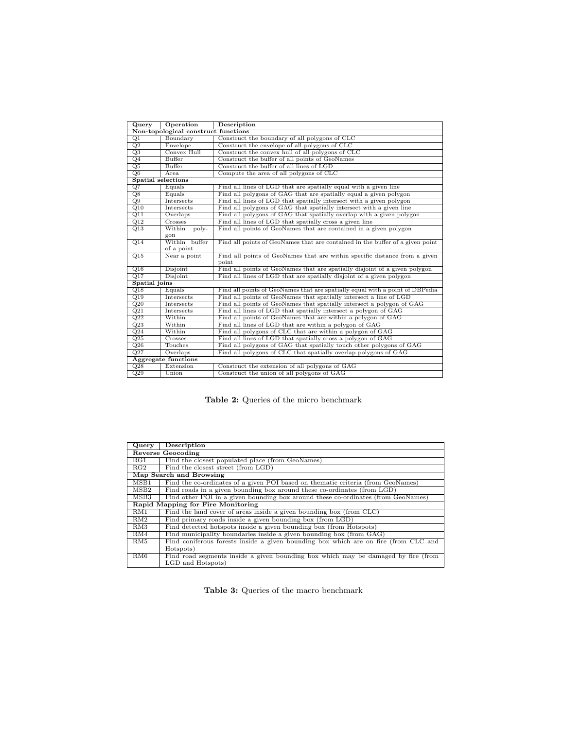| Query | Operation | Description |
|---|---|---|
| **Non-topological construct functions** | | |
| Q1 | Boundary | Construct the boundary of all polygons of CLC |
| Q2 | Envelope | Construct the envelope of all polygons of CLC |
| Q3 | Convex Hull | Construct the convex hull of all polygons of CLC |
| Q4 | Buffer | Construct the buffer of all points of GeoNames |
| Q5 | Buffer | Construct the buffer of all lines of LGD |
| Q6 | Area | Compute the area of all polygons of CLC |
| **Spatial selections** | | |
| Q7 | Equals | Find all lines of LGD that are spatially equal with a given line |
| Q8 | Equals | Find all polygons of GAG that are spatially equal a given polygon |
| Q9 | Intersects | Find all lines of LGD that spatially intersect with a given polygon |
| Q10 | Intersects | Find all polygons of GAG that spatially intersect with a given line |
| Q11 | Overlaps | Find all polygons of GAG that spatially overlap with a given polygon |
| Q12 | Crosses | Find all lines of LGD that spatially cross a given line |
| Q13 | Within polygon | Find all points of GeoNames that are contained in a given polygon |
| Q14 | Within buffer of a point | Find all points of GeoNames that are contained in the buffer of a given point |
| Q15 | Near a point | Find all points of GeoNames that are within specific distance from a given point |
| Q16 | Disjoint | Find all points of GeoNames that are spatially disjoint of a given polygon |
| Q17 | Disjoint | Find all lines of LGD that are spatially disjoint of a given polygon |
| **Spatial joins** | | |
| Q18 | Equals | Find all points of GeoNames that are spatially equal with a point of DBPedia |
| Q19 | Intersects | Find all points of GeoNames that spatially intersect a line of LGD |
| Q20 | Intersects | Find all points of GeoNames that spatially intersect a polygon of GAG |
| Q21 | Intersects | Find all lines of LGD that spatially intersect a polygon of GAG |
| Q22 | Within | Find all points of GeoNames that are within a polygon of GAG |
| Q23 | Within | Find all lines of LGD that are within a polygon of GAG |
| Q24 | Within | Find all polygons of CLC that are within a polygon of GAG |
| Q25 | Crosses | Find all lines of LGD that spatially cross a polygon of GAG |
| Q26 | Touches | Find all polygons of GAG that spatially touch other polygons of GAG |
| Q27 | Overlaps | Find all polygons of CLC that spatially overlap polygons of GAG |
| **Aggregate functions** | | |
| Q28 | Extension | Construct the extension of all polygons of GAG |
| Q29 | Union | Construct the union of all polygons of GAG |

**Table 2:** Queries of the micro benchmark

| Query | Description |
|---|---|
| **Reverse Geocoding** | |
| RG1 | Find the closest populated place (from GeoNames) |
| RG2 | Find the closest street (from LGD) |
| **Map Search and Browsing** | |
| MSB1 | Find the co-ordinates of a given POI based on thematic criteria (from GeoNames) |
| MSB2 | Find roads in a given bounding box around these co-ordinates (from LGD) |
| MSB3 | Find other POI in a given bounding box around these co-ordinates (from GeoNames) |
| **Rapid Mapping for Fire Monitoring** | |
| RM1 | Find the land cover of areas inside a given bounding box (from CLC) |
| RM2 | Find primary roads inside a given bounding box (from LGD) |
| RM3 | Find detected hotspots inside a given bounding box (from Hotspots) |
| RM4 | Find municipality boundaries inside a given bounding box (from GAG) |
| RM5 | Find coniferous forests inside a given bounding box which are on fire (from CLC and Hotspots) |
| RM6 | Find road segments inside a given bounding box which may be damaged by fire (from LGD and Hotspots) |

**Table 3:** Queries of the macro benchmark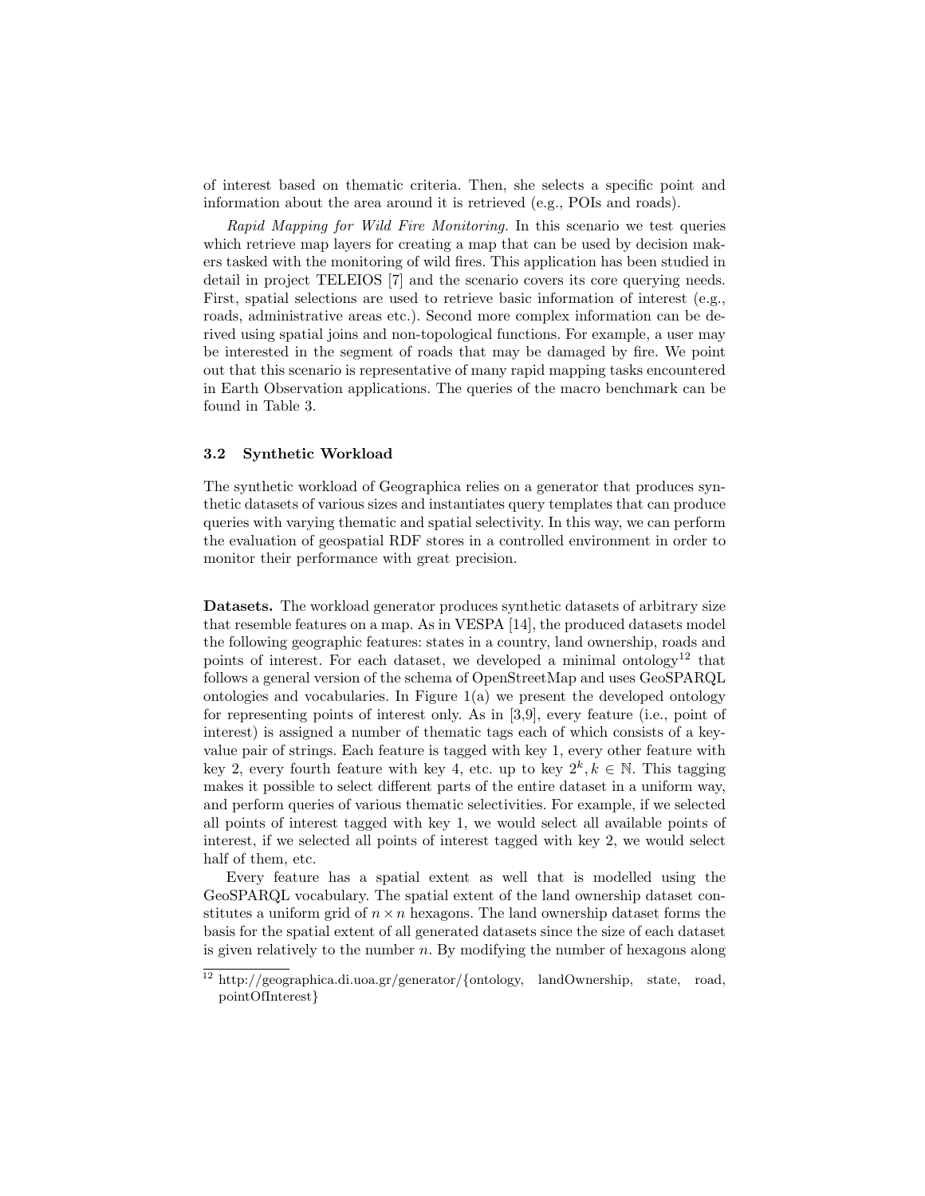of interest based on thematic criteria. Then, she selects a specific point and information about the area around it is retrieved (e.g., POIs and roads).

*Rapid Mapping for Wild Fire Monitoring.* In this scenario we test queries which retrieve map layers for creating a map that can be used by decision makers tasked with the monitoring of wild fires. This application has been studied in detail in project TELEIOS [7] and the scenario covers its core querying needs. First, spatial selections are used to retrieve basic information of interest (e.g., roads, administrative areas etc.). Second more complex information can be derived using spatial joins and non-topological functions. For example, a user may be interested in the segment of roads that may be damaged by fire. We point out that this scenario is representative of many rapid mapping tasks encountered in Earth Observation applications. The queries of the macro benchmark can be found in Table 3.

### 3.2 Synthetic Workload

The synthetic workload of Geographica relies on a generator that produces synthetic datasets of various sizes and instantiates query templates that can produce queries with varying thematic and spatial selectivity. In this way, we can perform the evaluation of geospatial RDF stores in a controlled environment in order to monitor their performance with great precision.

**Datasets.** The workload generator produces synthetic datasets of arbitrary size that resemble features on a map. As in VESPA [14], the produced datasets model the following geographic features: states in a country, land ownership, roads and points of interest. For each dataset, we developed a minimal ontology[12] that follows a general version of the schema of OpenStreetMap and uses GeoSPARQL ontologies and vocabularies. In Figure 1(a) we present the developed ontology for representing points of interest only. As in [3,9], every feature (i.e., point of interest) is assigned a number of thematic tags each of which consists of a key-value pair of strings. Each feature is tagged with key 1, every other feature with key 2, every fourth feature with key 4, etc. up to key $2^k, k \in \mathbb{N}$. This tagging makes it possible to select different parts of the entire dataset in a uniform way, and perform queries of various thematic selectivities. For example, if we selected all points of interest tagged with key 1, we would select all available points of interest, if we selected all points of interest tagged with key 2, we would select half of them, etc.

Every feature has a spatial extent as well that is modelled using the GeoSPARQL vocabulary. The spatial extent of the land ownership dataset constitutes a uniform grid of $n \times n$ hexagons. The land ownership dataset forms the basis for the spatial extent of all generated datasets since the size of each dataset is given relatively to the number $n$. By modifying the number of hexagons along

[12] http://geographica.di.uoa.gr/generator/{ontology, landOwnership, state, road, pointOfInterest}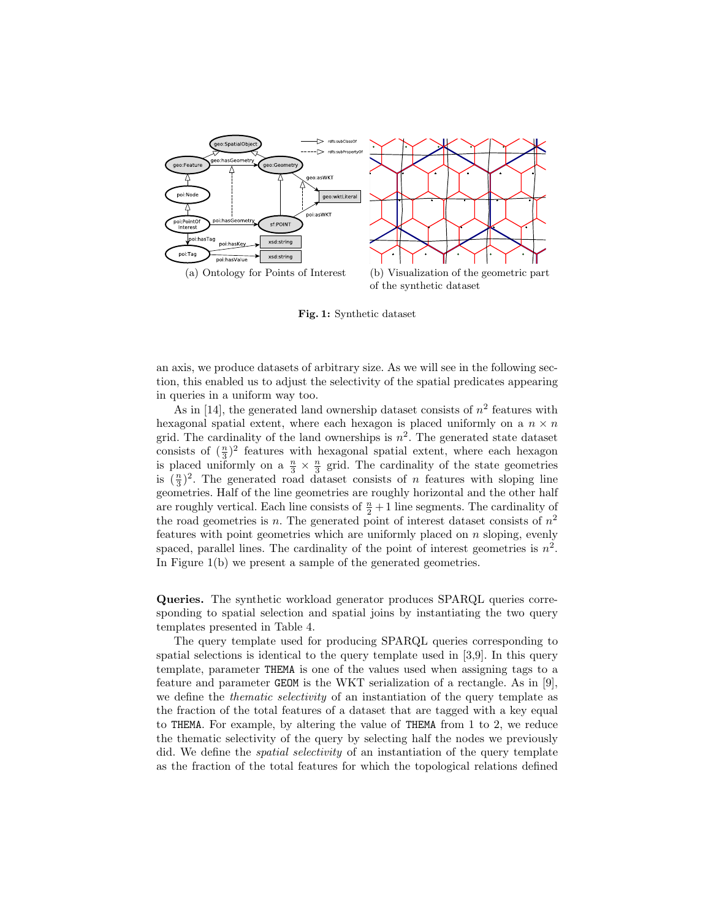(a) Ontology for Points of Interest

(b) Visualization of the geometric part of the synthetic dataset

**Fig. 1:** Synthetic dataset

an axis, we produce datasets of arbitrary size. As we will see in the following section, this enabled us to adjust the selectivity of the spatial predicates appearing in queries in a uniform way too.

As in [14], the generated land ownership dataset consists of $n^2$ features with hexagonal spatial extent, where each hexagon is placed uniformly on a $n \times n$ grid. The cardinality of the land ownerships is $n^2$. The generated state dataset consists of $(\frac{n}{3})^2$ features with hexagonal spatial extent, where each hexagon is placed uniformly on a $\frac{n}{3} \times \frac{n}{3}$ grid. The cardinality of the state geometries is $(\frac{n}{3})^2$. The generated road dataset consists of $n$ features with sloping line geometries. Half of the line geometries are roughly horizontal and the other half are roughly vertical. Each line consists of $\frac{n}{2} + 1$ line segments. The cardinality of the road geometries is $n$. The generated point of interest dataset consists of $n^2$ features with point geometries which are uniformly placed on $n$ sloping, evenly spaced, parallel lines. The cardinality of the point of interest geometries is $n^2$. In Figure 1(b) we present a sample of the generated geometries.

**Queries.** The synthetic workload generator produces SPARQL queries corresponding to spatial selection and spatial joins by instantiating the two query templates presented in Table 4.

The query template used for producing SPARQL queries corresponding to spatial selections is identical to the query template used in [3,9]. In this query template, parameter THEMA is one of the values used when assigning tags to a feature and parameter GEOM is the WKT serialization of a rectangle. As in [9], we define the *thematic selectivity* of an instantiation of the query template as the fraction of the total features of a dataset that are tagged with a key equal to THEMA. For example, by altering the value of THEMA from 1 to 2, we reduce the thematic selectivity of the query by selecting half the nodes we previously did. We define the *spatial selectivity* of an instantiation of the query template as the fraction of the total features for which the topological relations defined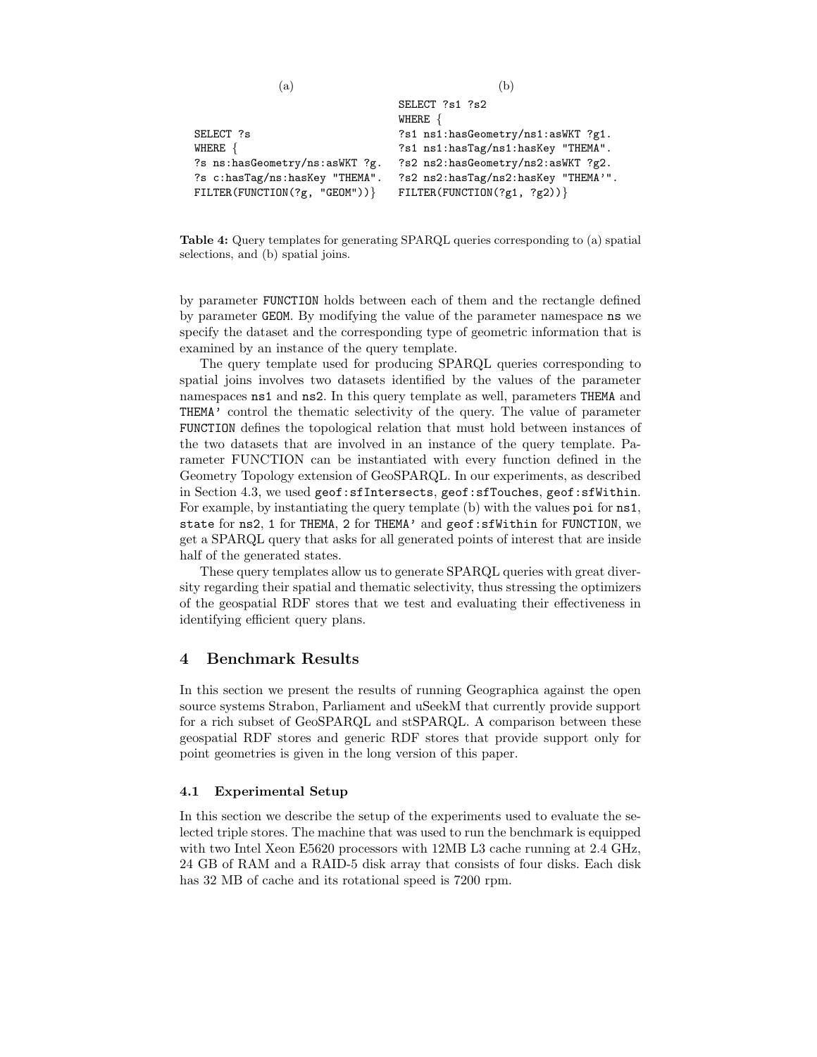(a)

```
SELECT ?s
WHERE {
?s ns:hasGeometry/ns:asWKT ?g.
?s c:hasTag/ns:hasKey "THEMA".
FILTER(FUNCTION(?g, "GEOM"))}
```

(b)

```
SELECT ?s1 ?s2
WHERE {
?s1 ns1:hasGeometry/ns1:asWKT ?g1.
?s1 ns1:hasTag/ns1:hasKey "THEMA".
?s2 ns2:hasGeometry/ns2:asWKT ?g2.
?s2 ns2:hasTag/ns2:hasKey "THEMA'".
FILTER(FUNCTION(?g1, ?g2))}
```

**Table 4:** Query templates for generating SPARQL queries corresponding to (a) spatial selections, and (b) spatial joins.

by parameter FUNCTION holds between each of them and the rectangle defined by parameter GEOM. By modifying the value of the parameter namespace ns we specify the dataset and the corresponding type of geometric information that is examined by an instance of the query template.

The query template used for producing SPARQL queries corresponding to spatial joins involves two datasets identified by the values of the parameter namespaces ns1 and ns2. In this query template as well, parameters THEMA and THEMA' control the thematic selectivity of the query. The value of parameter FUNCTION defines the topological relation that must hold between instances of the two datasets that are involved in an instance of the query template. Parameter FUNCTION can be instantiated with every function defined in the Geometry Topology extension of GeoSPARQL. In our experiments, as described in Section 4.3, we used geof:sfIntersects, geof:sfTouches, geof:sfWithin. For example, by instantiating the query template (b) with the values poi for ns1, state for ns2, 1 for THEMA, 2 for THEMA' and geof:sfWithin for FUNCTION, we get a SPARQL query that asks for all generated points of interest that are inside half of the generated states.

These query templates allow us to generate SPARQL queries with great diversity regarding their spatial and thematic selectivity, thus stressing the optimizers of the geospatial RDF stores that we test and evaluating their effectiveness in identifying efficient query plans.

## 4 Benchmark Results

In this section we present the results of running Geographica against the open source systems Strabon, Parliament and uSeekM that currently provide support for a rich subset of GeoSPARQL and stSPARQL. A comparison between these geospatial RDF stores and generic RDF stores that provide support only for point geometries is given in the long version of this paper.

### 4.1 Experimental Setup

In this section we describe the setup of the experiments used to evaluate the selected triple stores. The machine that was used to run the benchmark is equipped with two Intel Xeon E5620 processors with 12MB L3 cache running at 2.4 GHz, 24 GB of RAM and a RAID-5 disk array that consists of four disks. Each disk has 32 MB of cache and its rotational speed is 7200 rpm.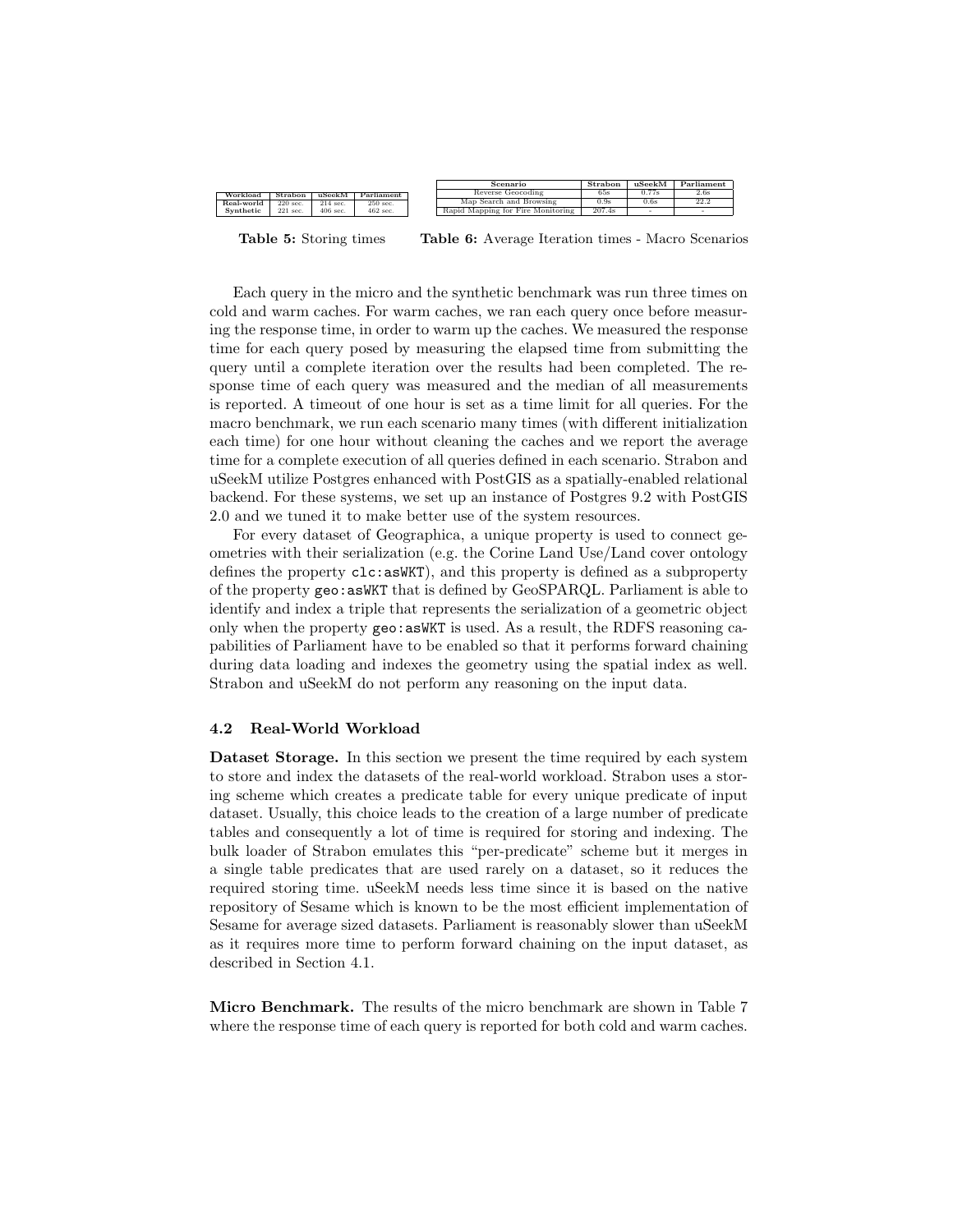| Workload | Strabon | uSeekM | Parliament |
|---|---|---|---|
| Real-world | 220 sec. | 214 sec. | 250 sec. |
| Synthetic | 221 sec. | 406 sec. | 462 sec. |

**Table 5:** Storing times

| Scenario | Strabon | uSeekM | Parliament |
|---|---|---|---|
| Reverse Geocoding | 65s | 0.77s | 2.6s |
| Map Search and Browsing | 0.9s | 0.6s | 22.2 |
| Rapid Mapping for Fire Monitoring | 207.4s | - | - |

**Table 6:** Average Iteration times - Macro Scenarios

Each query in the micro and the synthetic benchmark was run three times on cold and warm caches. For warm caches, we ran each query once before measuring the response time, in order to warm up the caches. We measured the response time for each query posed by measuring the elapsed time from submitting the query until a complete iteration over the results had been completed. The response time of each query was measured and the median of all measurements is reported. A timeout of one hour is set as a time limit for all queries. For the macro benchmark, we run each scenario many times (with different initialization each time) for one hour without cleaning the caches and we report the average time for a complete execution of all queries defined in each scenario. Strabon and uSeekM utilize Postgres enhanced with PostGIS as a spatially-enabled relational backend. For these systems, we set up an instance of Postgres 9.2 with PostGIS 2.0 and we tuned it to make better use of the system resources.

For every dataset of Geographica, a unique property is used to connect geometries with their serialization (e.g. the Corine Land Use/Land cover ontology defines the property `clc:asWKT`), and this property is defined as a subproperty of the property `geo:asWKT` that is defined by GeoSPARQL. Parliament is able to identify and index a triple that represents the serialization of a geometric object only when the property `geo:asWKT` is used. As a result, the RDFS reasoning capabilities of Parliament have to be enabled so that it performs forward chaining during data loading and indexes the geometry using the spatial index as well. Strabon and uSeekM do not perform any reasoning on the input data.

### 4.2 Real-World Workload

**Dataset Storage.** In this section we present the time required by each system to store and index the datasets of the real-world workload. Strabon uses a storing scheme which creates a predicate table for every unique predicate of input dataset. Usually, this choice leads to the creation of a large number of predicate tables and consequently a lot of time is required for storing and indexing. The bulk loader of Strabon emulates this "per-predicate" scheme but it merges in a single table predicates that are used rarely on a dataset, so it reduces the required storing time. uSeekM needs less time since it is based on the native repository of Sesame which is known to be the most efficient implementation of Sesame for average sized datasets. Parliament is reasonably slower than uSeekM as it requires more time to perform forward chaining on the input dataset, as described in Section 4.1.

**Micro Benchmark.** The results of the micro benchmark are shown in Table 7 where the response time of each query is reported for both cold and warm caches.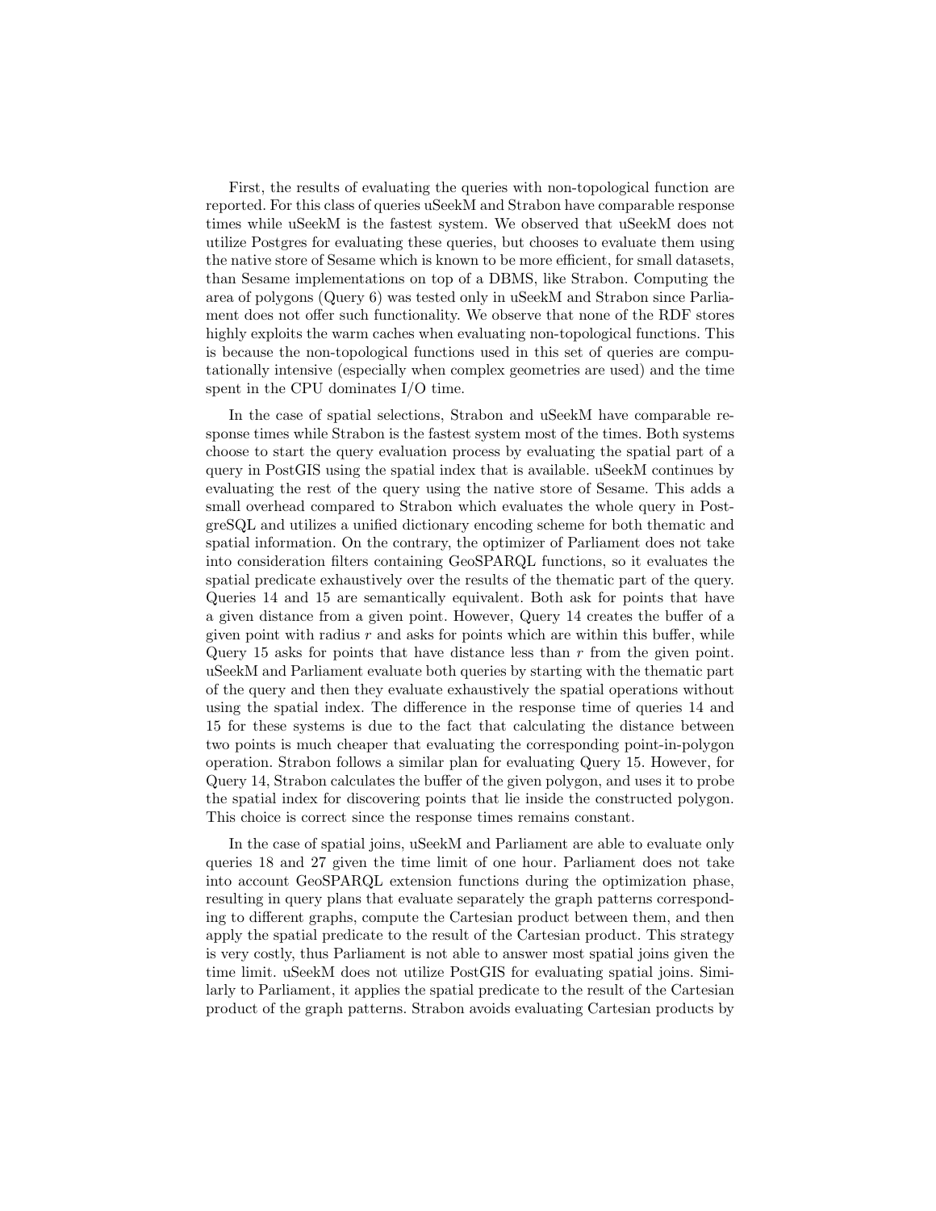First, the results of evaluating the queries with non-topological function are reported. For this class of queries uSeekM and Strabon have comparable response times while uSeekM is the fastest system. We observed that uSeekM does not utilize Postgres for evaluating these queries, but chooses to evaluate them using the native store of Sesame which is known to be more efficient, for small datasets, than Sesame implementations on top of a DBMS, like Strabon. Computing the area of polygons (Query 6) was tested only in uSeekM and Strabon since Parliament does not offer such functionality. We observe that none of the RDF stores highly exploits the warm caches when evaluating non-topological functions. This is because the non-topological functions used in this set of queries are computationally intensive (especially when complex geometries are used) and the time spent in the CPU dominates I/O time.

In the case of spatial selections, Strabon and uSeekM have comparable response times while Strabon is the fastest system most of the times. Both systems choose to start the query evaluation process by evaluating the spatial part of a query in PostGIS using the spatial index that is available. uSeekM continues by evaluating the rest of the query using the native store of Sesame. This adds a small overhead compared to Strabon which evaluates the whole query in PostgreSQL and utilizes a unified dictionary encoding scheme for both thematic and spatial information. On the contrary, the optimizer of Parliament does not take into consideration filters containing GeoSPARQL functions, so it evaluates the spatial predicate exhaustively over the results of the thematic part of the query. Queries 14 and 15 are semantically equivalent. Both ask for points that have a given distance from a given point. However, Query 14 creates the buffer of a given point with radius $r$ and asks for points which are within this buffer, while Query 15 asks for points that have distance less than $r$ from the given point. uSeekM and Parliament evaluate both queries by starting with the thematic part of the query and then they evaluate exhaustively the spatial operations without using the spatial index. The difference in the response time of queries 14 and 15 for these systems is due to the fact that calculating the distance between two points is much cheaper that evaluating the corresponding point-in-polygon operation. Strabon follows a similar plan for evaluating Query 15. However, for Query 14, Strabon calculates the buffer of the given polygon, and uses it to probe the spatial index for discovering points that lie inside the constructed polygon. This choice is correct since the response times remains constant.

In the case of spatial joins, uSeekM and Parliament are able to evaluate only queries 18 and 27 given the time limit of one hour. Parliament does not take into account GeoSPARQL extension functions during the optimization phase, resulting in query plans that evaluate separately the graph patterns corresponding to different graphs, compute the Cartesian product between them, and then apply the spatial predicate to the result of the Cartesian product. This strategy is very costly, thus Parliament is not able to answer most spatial joins given the time limit. uSeekM does not utilize PostGIS for evaluating spatial joins. Similarly to Parliament, it applies the spatial predicate to the result of the Cartesian product of the graph patterns. Strabon avoids evaluating Cartesian products by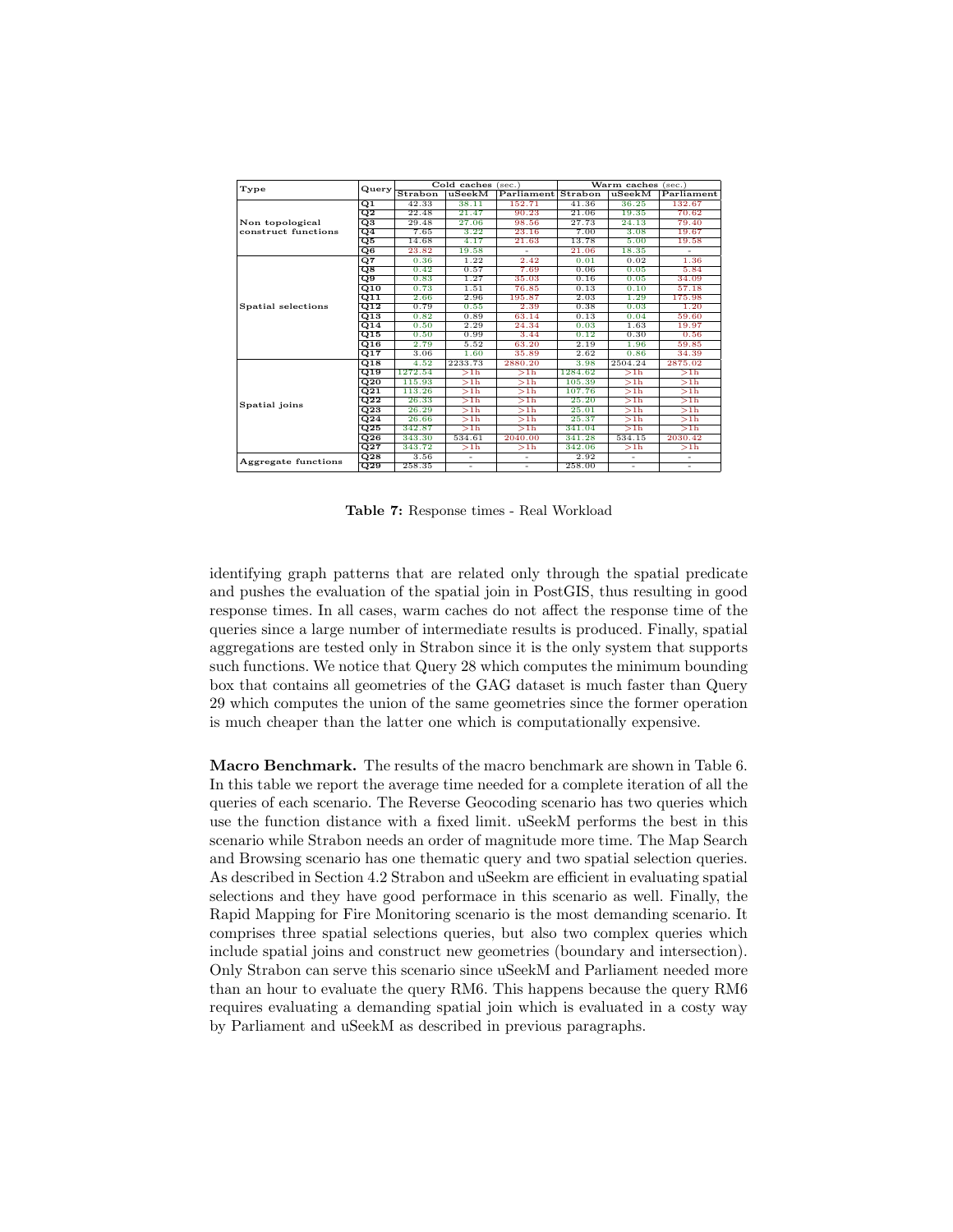| Type | Query | Cold caches (sec.) | | | Warm caches (sec.) | | |
|---|---|---|---|---|---|---|---|
| | | Strabon | uSeekM | Parliament | Strabon | uSeekM | Parliament |
| Non topological construct functions | Q1 | 42.33 | 38.11 | 152.71 | 41.36 | 36.25 | 132.67 |
| | Q2 | 22.48 | 21.47 | 90.23 | 21.06 | 19.35 | 70.62 |
| | Q3 | 29.48 | 27.06 | 98.56 | 27.73 | 24.13 | 79.40 |
| | Q4 | 7.65 | 3.22 | 23.16 | 7.00 | 3.08 | 19.67 |
| | Q5 | 14.68 | 4.17 | 21.63 | 13.78 | 5.00 | 19.58 |
| | Q6 | 23.82 | 19.58 | - | 21.06 | 18.35 | - |
| Spatial selections | Q7 | 0.36 | 1.22 | 2.42 | 0.01 | 0.02 | 1.36 |
| | Q8 | 0.42 | 0.57 | 7.69 | 0.06 | 0.05 | 5.84 |
| | Q9 | 0.83 | 1.27 | 35.03 | 0.16 | 0.05 | 34.09 |
| | Q10 | 0.73 | 1.51 | 76.85 | 0.13 | 0.10 | 57.18 |
| | Q11 | 2.66 | 2.96 | 195.87 | 2.03 | 1.29 | 175.98 |
| | Q12 | 0.79 | 0.55 | 2.39 | 0.38 | 0.03 | 1.20 |
| | Q13 | 0.82 | 0.89 | 63.14 | 0.13 | 0.04 | 59.60 |
| | Q14 | 0.50 | 2.29 | 24.34 | 0.03 | 1.63 | 19.97 |
| | Q15 | 0.50 | 0.99 | 3.44 | 0.12 | 0.30 | 0.56 |
| | Q16 | 2.79 | 5.52 | 63.20 | 2.19 | 1.96 | 59.85 |
| | Q17 | 3.06 | 1.60 | 35.89 | 2.62 | 0.86 | 34.39 |
| Spatial joins | Q18 | 4.52 | 2233.73 | 2880.20 | 3.98 | 2504.24 | 2875.02 |
| | Q19 | 1272.54 | >1h | >1h | 1284.62 | >1h | >1h |
| | Q20 | 115.93 | >1h | >1h | 105.39 | >1h | >1h |
| | Q21 | 113.26 | >1h | >1h | 107.76 | >1h | >1h |
| | Q22 | 26.33 | >1h | >1h | 25.20 | >1h | >1h |
| | Q23 | 26.29 | >1h | >1h | 25.01 | >1h | >1h |
| | Q24 | 26.66 | >1h | >1h | 25.37 | >1h | >1h |
| | Q25 | 342.87 | >1h | >1h | 341.04 | >1h | >1h |
| | Q26 | 343.30 | 534.61 | 2040.00 | 341.28 | 534.15 | 2030.42 |
| | Q27 | 343.72 | >1h | >1h | 342.06 | >1h | >1h |
| Aggregate functions | Q28 | 3.56 | - | - | 2.92 | - | - |
| | Q29 | 258.35 | - | - | 258.00 | - | - |

**Table 7:** Response times - Real Workload

identifying graph patterns that are related only through the spatial predicate and pushes the evaluation of the spatial join in PostGIS, thus resulting in good response times. In all cases, warm caches do not affect the response time of the queries since a large number of intermediate results is produced. Finally, spatial aggregations are tested only in Strabon since it is the only system that supports such functions. We notice that Query 28 which computes the minimum bounding box that contains all geometries of the GAG dataset is much faster than Query 29 which computes the union of the same geometries since the former operation is much cheaper than the latter one which is computationally expensive.

**Macro Benchmark.** The results of the macro benchmark are shown in Table 6. In this table we report the average time needed for a complete iteration of all the queries of each scenario. The Reverse Geocoding scenario has two queries which use the function distance with a fixed limit. uSeekM performs the best in this scenario while Strabon needs an order of magnitude more time. The Map Search and Browsing scenario has one thematic query and two spatial selection queries. As described in Section 4.2 Strabon and uSeekm are efficient in evaluating spatial selections and they have good performace in this scenario as well. Finally, the Rapid Mapping for Fire Monitoring scenario is the most demanding scenario. It comprises three spatial selections queries, but also two complex queries which include spatial joins and construct new geometries (boundary and intersection). Only Strabon can serve this scenario since uSeekM and Parliament needed more than an hour to evaluate the query RM6. This happens because the query RM6 requires evaluating a demanding spatial join which is evaluated in a costy way by Parliament and uSeekM as described in previous paragraphs.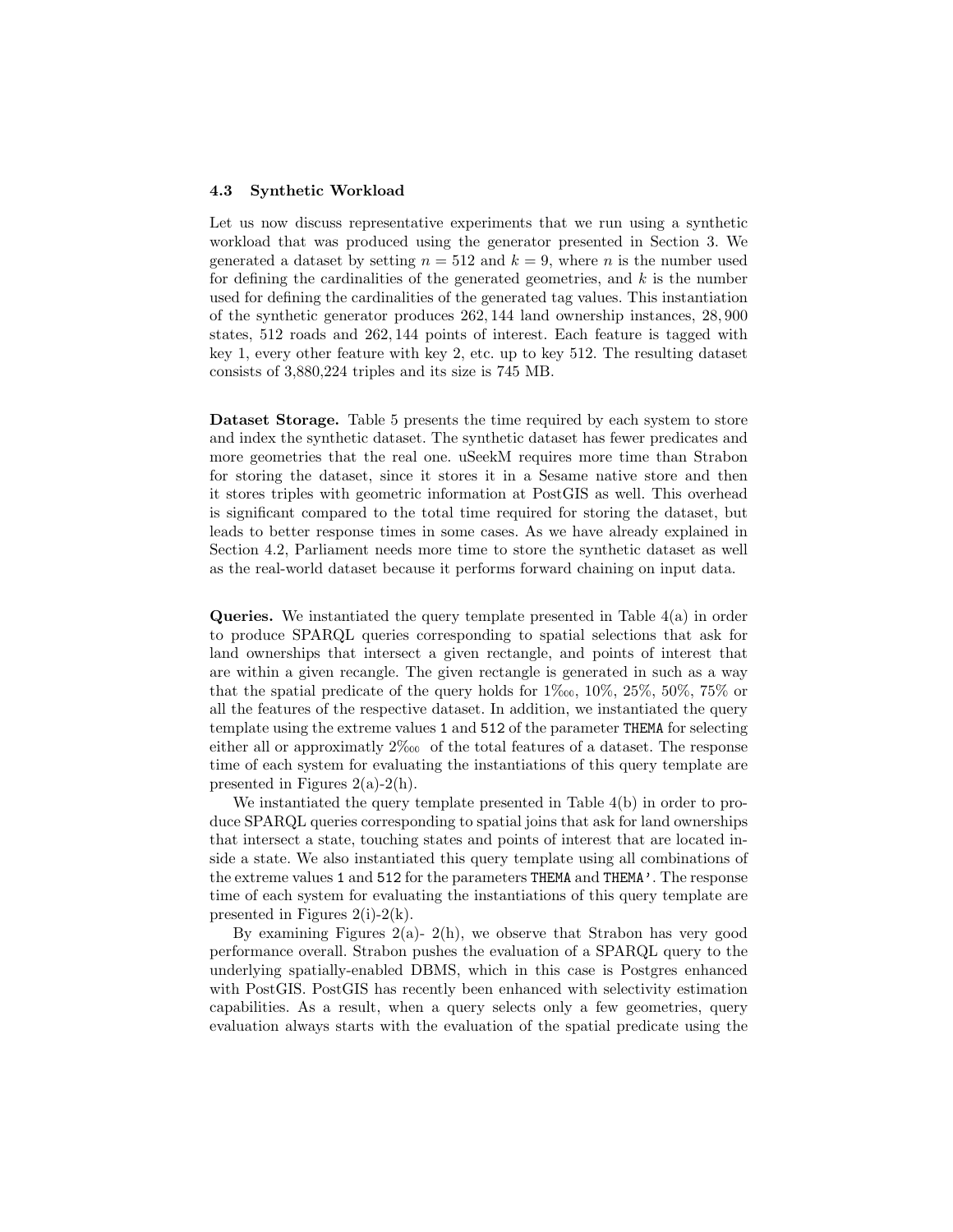### 4.3 Synthetic Workload

Let us now discuss representative experiments that we run using a synthetic workload that was produced using the generator presented in Section 3. We generated a dataset by setting $n = 512$ and $k = 9$, where $n$ is the number used for defining the cardinalities of the generated geometries, and $k$ is the number used for defining the cardinalities of the generated tag values. This instantiation of the synthetic generator produces $262,144$ land ownership instances, $28,900$ states, $512$ roads and $262,144$ points of interest. Each feature is tagged with key 1, every other feature with key 2, etc. up to key 512. The resulting dataset consists of 3,880,224 triples and its size is 745 MB.

**Dataset Storage.** Table 5 presents the time required by each system to store and index the synthetic dataset. The synthetic dataset has fewer predicates and more geometries that the real one. uSeekM requires more time than Strabon for storing the dataset, since it stores it in a Sesame native store and then it stores triples with geometric information at PostGIS as well. This overhead is significant compared to the total time required for storing the dataset, but leads to better response times in some cases. As we have already explained in Section 4.2, Parliament needs more time to store the synthetic dataset as well as the real-world dataset because it performs forward chaining on input data.

**Queries.** We instantiated the query template presented in Table 4(a) in order to produce SPARQL queries corresponding to spatial selections that ask for land ownerships that intersect a given rectangle, and points of interest that are within a given recangle. The given rectangle is generated in such as a way that the spatial predicate of the query holds for 1‱, 10%, 25%, 50%, 75% or all the features of the respective dataset. In addition, we instantiated the query template using the extreme values `1` and `512` of the parameter `THEMA` for selecting either all or approximatly 2‱ of the total features of a dataset. The response time of each system for evaluating the instantiations of this query template are presented in Figures 2(a)-2(h).

We instantiated the query template presented in Table 4(b) in order to produce SPARQL queries corresponding to spatial joins that ask for land ownerships that intersect a state, touching states and points of interest that are located inside a state. We also instantiated this query template using all combinations of the extreme values `1` and `512` for the parameters `THEMA` and `THEMA'`. The response time of each system for evaluating the instantiations of this query template are presented in Figures 2(i)-2(k).

By examining Figures 2(a)- 2(h), we observe that Strabon has very good performance overall. Strabon pushes the evaluation of a SPARQL query to the underlying spatially-enabled DBMS, which in this case is Postgres enhanced with PostGIS. PostGIS has recently been enhanced with selectivity estimation capabilities. As a result, when a query selects only a few geometries, query evaluation always starts with the evaluation of the spatial predicate using the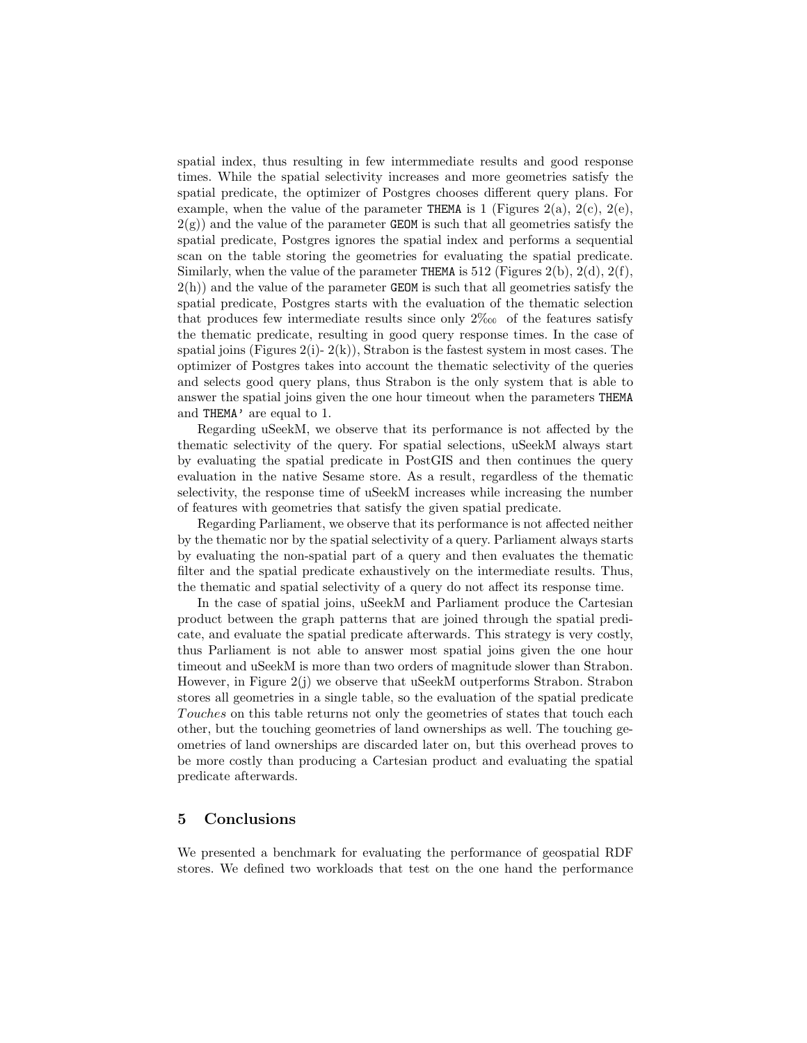spatial index, thus resulting in few intermmediate results and good response times. While the spatial selectivity increases and more geometries satisfy the spatial predicate, the optimizer of Postgres chooses different query plans. For example, when the value of the parameter `THEMA` is 1 (Figures 2(a), 2(c), 2(e), 2(g)) and the value of the parameter `GEOM` is such that all geometries satisfy the spatial predicate, Postgres ignores the spatial index and performs a sequential scan on the table storing the geometries for evaluating the spatial predicate. Similarly, when the value of the parameter `THEMA` is 512 (Figures 2(b), 2(d), 2(f), 2(h)) and the value of the parameter `GEOM` is such that all geometries satisfy the spatial predicate, Postgres starts with the evaluation of the thematic selection that produces few intermediate results since only 2‱ of the features satisfy the thematic predicate, resulting in good query response times. In the case of spatial joins (Figures 2(i)- 2(k)), Strabon is the fastest system in most cases. The optimizer of Postgres takes into account the thematic selectivity of the queries and selects good query plans, thus Strabon is the only system that is able to answer the spatial joins given the one hour timeout when the parameters `THEMA` and `THEMA'` are equal to 1.

Regarding uSeekM, we observe that its performance is not affected by the thematic selectivity of the query. For spatial selections, uSeekM always start by evaluating the spatial predicate in PostGIS and then continues the query evaluation in the native Sesame store. As a result, regardless of the thematic selectivity, the response time of uSeekM increases while increasing the number of features with geometries that satisfy the given spatial predicate.

Regarding Parliament, we observe that its performance is not affected neither by the thematic nor by the spatial selectivity of a query. Parliament always starts by evaluating the non-spatial part of a query and then evaluates the thematic filter and the spatial predicate exhaustively on the intermediate results. Thus, the thematic and spatial selectivity of a query do not affect its response time.

In the case of spatial joins, uSeekM and Parliament produce the Cartesian product between the graph patterns that are joined through the spatial predicate, and evaluate the spatial predicate afterwards. This strategy is very costly, thus Parliament is not able to answer most spatial joins given the one hour timeout and uSeekM is more than two orders of magnitude slower than Strabon. However, in Figure 2(j) we observe that uSeekM outperforms Strabon. Strabon stores all geometries in a single table, so the evaluation of the spatial predicate *Touches* on this table returns not only the geometries of states that touch each other, but the touching geometries of land ownerships as well. The touching geometries of land ownerships are discarded later on, but this overhead proves to be more costly than producing a Cartesian product and evaluating the spatial predicate afterwards.

## 5 Conclusions

We presented a benchmark for evaluating the performance of geospatial RDF stores. We defined two workloads that test on the one hand the performance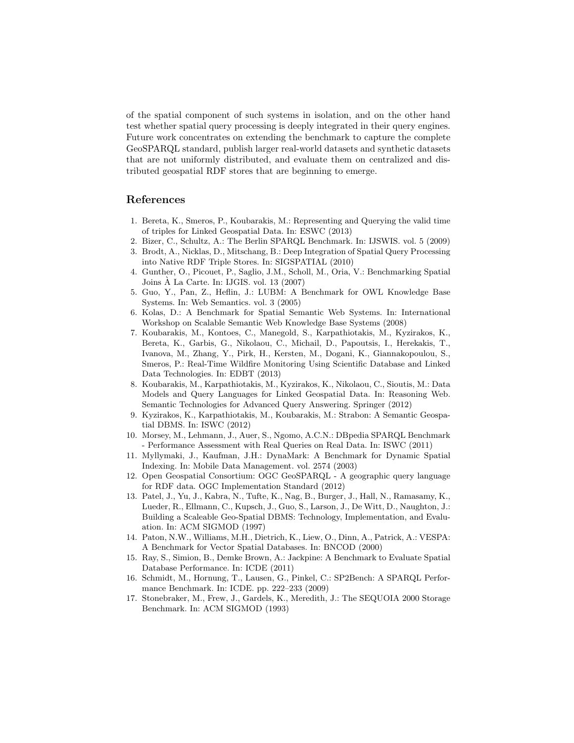of the spatial component of such systems in isolation, and on the other hand test whether spatial query processing is deeply integrated in their query engines. Future work concentrates on extending the benchmark to capture the complete GeoSPARQL standard, publish larger real-world datasets and synthetic datasets that are not uniformly distributed, and evaluate them on centralized and distributed geospatial RDF stores that are beginning to emerge.

## References

1. Bereta, K., Smeros, P., Koubarakis, M.: Representing and Querying the valid time of triples for Linked Geospatial Data. In: ESWC (2013)
2. Bizer, C., Schultz, A.: The Berlin SPARQL Benchmark. In: IJSWIS. vol. 5 (2009)
3. Brodt, A., Nicklas, D., Mitschang, B.: Deep Integration of Spatial Query Processing into Native RDF Triple Stores. In: SIGSPATIAL (2010)
4. Gunther, O., Picouet, P., Saglio, J.M., Scholl, M., Oria, V.: Benchmarking Spatial Joins À La Carte. In: IJGIS. vol. 13 (2007)
5. Guo, Y., Pan, Z., Heflin, J.: LUBM: A Benchmark for OWL Knowledge Base Systems. In: Web Semantics. vol. 3 (2005)
6. Kolas, D.: A Benchmark for Spatial Semantic Web Systems. In: International Workshop on Scalable Semantic Web Knowledge Base Systems (2008)
7. Koubarakis, M., Kontoes, C., Manegold, S., Karpathiotakis, M., Kyzirakos, K., Bereta, K., Garbis, G., Nikolaou, C., Michail, D., Papoutsis, I., Herekakis, T., Ivanova, M., Zhang, Y., Pirk, H., Kersten, M., Dogani, K., Giannakopoulou, S., Smeros, P.: Real-Time Wildfire Monitoring Using Scientific Database and Linked Data Technologies. In: EDBT (2013)
8. Koubarakis, M., Karpathiotakis, M., Kyzirakos, K., Nikolaou, C., Sioutis, M.: Data Models and Query Languages for Linked Geospatial Data. In: Reasoning Web. Semantic Technologies for Advanced Query Answering. Springer (2012)
9. Kyzirakos, K., Karpathiotakis, M., Koubarakis, M.: Strabon: A Semantic Geospatial DBMS. In: ISWC (2012)
10. Morsey, M., Lehmann, J., Auer, S., Ngomo, A.C.N.: DBpedia SPARQL Benchmark - Performance Assessment with Real Queries on Real Data. In: ISWC (2011)
11. Myllymaki, J., Kaufman, J.H.: DynaMark: A Benchmark for Dynamic Spatial Indexing. In: Mobile Data Management. vol. 2574 (2003)
12. Open Geospatial Consortium: OGC GeoSPARQL - A geographic query language for RDF data. OGC Implementation Standard (2012)
13. Patel, J., Yu, J., Kabra, N., Tufte, K., Nag, B., Burger, J., Hall, N., Ramasamy, K., Lueder, R., Ellmann, C., Kupsch, J., Guo, S., Larson, J., De Witt, D., Naughton, J.: Building a Scaleable Geo-Spatial DBMS: Technology, Implementation, and Evaluation. In: ACM SIGMOD (1997)
14. Paton, N.W., Williams, M.H., Dietrich, K., Liew, O., Dinn, A., Patrick, A.: VESPA: A Benchmark for Vector Spatial Databases. In: BNCOD (2000)
15. Ray, S., Simion, B., Demke Brown, A.: Jackpine: A Benchmark to Evaluate Spatial Database Performance. In: ICDE (2011)
16. Schmidt, M., Hornung, T., Lausen, G., Pinkel, C.: SP2Bench: A SPARQL Performance Benchmark. In: ICDE. pp. 222–233 (2009)
17. Stonebraker, M., Frew, J., Gardels, K., Meredith, J.: The SEQUOIA 2000 Storage Benchmark. In: ACM SIGMOD (1993)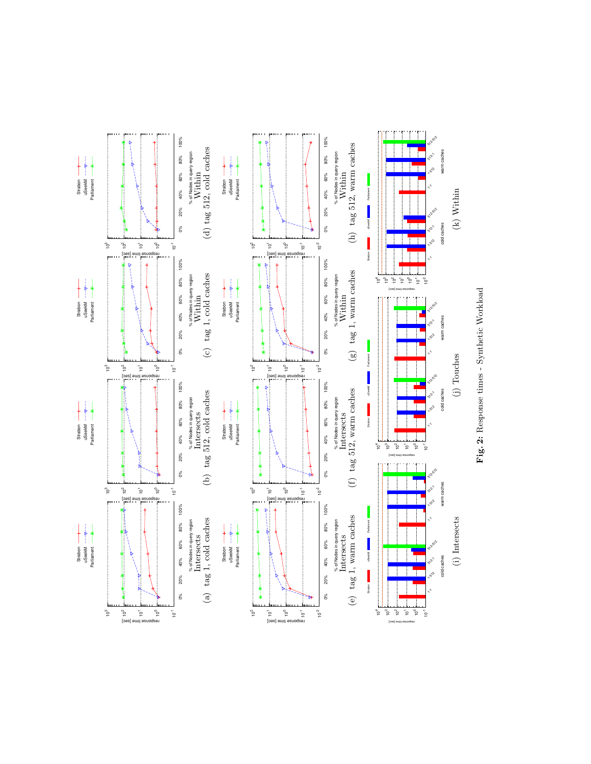Strabon
uSeekM
Parliament

response time [sec]

% of Nodes in query region

0% 20% 40% 60% 80% 100%

Intersects
(a) tag 1, cold caches

Intersects
(b) tag 512, cold caches

Within
(c) tag 1, cold caches

Within
(d) tag 512, cold caches

Intersects
(e) tag 1, warm caches

Intersects
(f) tag 512, warm caches

Within
(g) tag 1, warm caches

Within
(h) tag 512, warm caches

1-1 1-512 512-1 512-512

cold caches
warm caches

(i) Intersects

(j) Touches

(k) Within

**Fig. 2:** Response times - Synthetic Workload